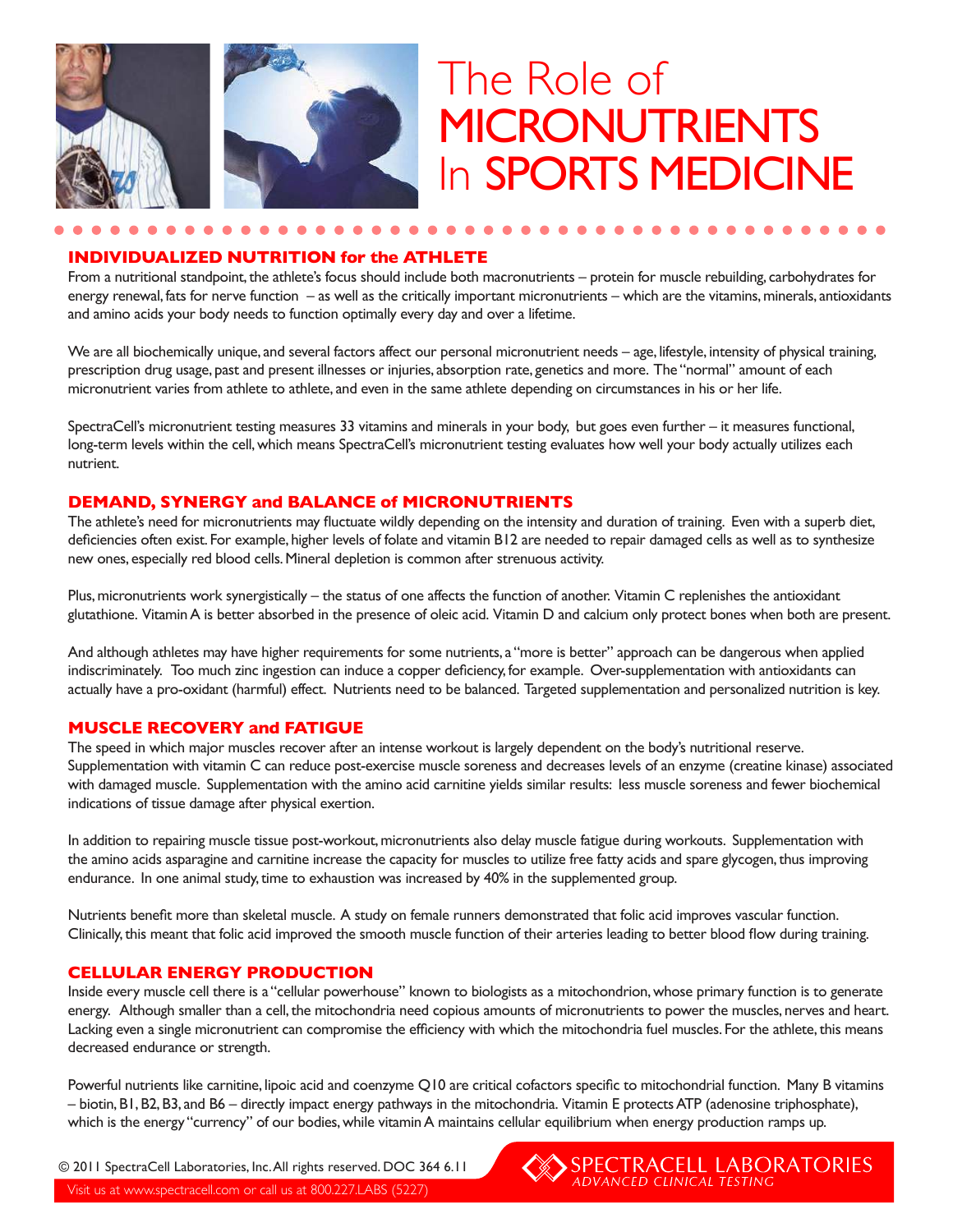# The Role of MICRONUTRIENTS In SPORTS MEDICINE

## INDIVIDUALIZED NUTRITION for the ATHLETE

From a nutritional standpoint, the athlete's focus should include both macronutrients – protein for muscle rebuilding, carbohydrates for energy renewal, fats for nerve function – as well as the critically important micronutrients – which are the vitamins, minerals, antioxidants and amino acids your body needs to function optimally every day and over a lifetime.

We are all biochemically unique, and several factors affect our personal micronutrient needs – age, lifestyle, intensity of physical training, prescription drug usage, past and present illnesses or injuries, absorption rate, genetics and more. The "normal" amount of each micronutrient varies from athlete to athlete, and even in the same athlete depending on circumstances in his or her life.

SpectraCell's micronutrient testing measures 33 vitamins and minerals in your body, but goes even further – it measures functional, long-term levels within the cell, which means SpectraCell's micronutrient testing evaluates how well your body actually utilizes each nutrient.

## DEMAND, SYNERGY and BALANCE of MICRONUTRIENTS

The athlete's need for micronutrients may fluctuate wildly depending on the intensity and duration of training. Even with a superb diet, deficiencies often exist. For example, higher levels of folate and vitamin B12 are needed to repair damaged cells as well as to synthesize new ones, especially red blood cells. Mineral depletion is common after strenuous activity.

Plus, micronutrients work synergistically – the status of one affects the function of another. Vitamin C replenishes the antioxidant glutathione. Vitamin A is better absorbed in the presence of oleic acid. Vitamin D and calcium only protect bones when both are present.

And although athletes may have higher requirements for some nutrients, a "more is better" approach can be dangerous when applied indiscriminately. Too much zinc ingestion can induce a copper deficiency, for example. Over-supplementation with antioxidants can actually have a pro-oxidant (harmful) effect. Nutrients need to be balanced. Targeted supplementation and personalized nutrition is key.

## MUSCLE RECOVERY and FATIGUE

The speed in which major muscles recover after an intense workout is largely dependent on the body's nutritional reserve. Supplementation with vitamin C can reduce post-exercise muscle soreness and decreases levels of an enzyme (creatine kinase) associated with damaged muscle. Supplementation with the amino acid carnitine yields similar results: less muscle soreness and fewer biochemical indications of tissue damage after physical exertion.

In addition to repairing muscle tissue post-workout, micronutrients also delay muscle fatigue during workouts. Supplementation with the amino acids asparagine and carnitine increase the capacity for muscles to utilize free fatty acids and spare glycogen, thus improving endurance. In one animal study, time to exhaustion was increased by 40% in the supplemented group.

Nutrients benefit more than skeletal muscle. A study on female runners demonstrated that folic acid improves vascular function. Clinically, this meant that folic acid improved the smooth muscle function of their arteries leading to better blood flow during training.

## CELLULAR ENERGY PRODUCTION

Inside every muscle cell there is a "cellular powerhouse" known to biologists as a mitochondrion, whose primary function is to generate energy. Although smaller than a cell, the mitochondria need copious amounts of micronutrients to power the muscles, nerves and heart. Lacking even a single micronutrient can compromise the efficiency with which the mitochondria fuel muscles. For the athlete, this means decreased endurance or strength.

Powerful nutrients like carnitine, lipoic acid and coenzyme Q10 are critical cofactors specific to mitochondrial function. Many B vitamins – biotin, B1, B2, B3, and B6 – directly impact energy pathways in the mitochondria. Vitamin E protects ATP (adenosine triphosphate), which is the energy "currency" of our bodies, while vitamin A maintains cellular equilibrium when energy production ramps up.

© 2011 SpectraCell Laboratories, Inc. All rights reserved. DOC 364 6.11

Visit us at www.spectracell.com or call us at 800.227.LABS (5227)

SPECTRACELL LABORATORIES
ADVANCED CLINICAL TESTING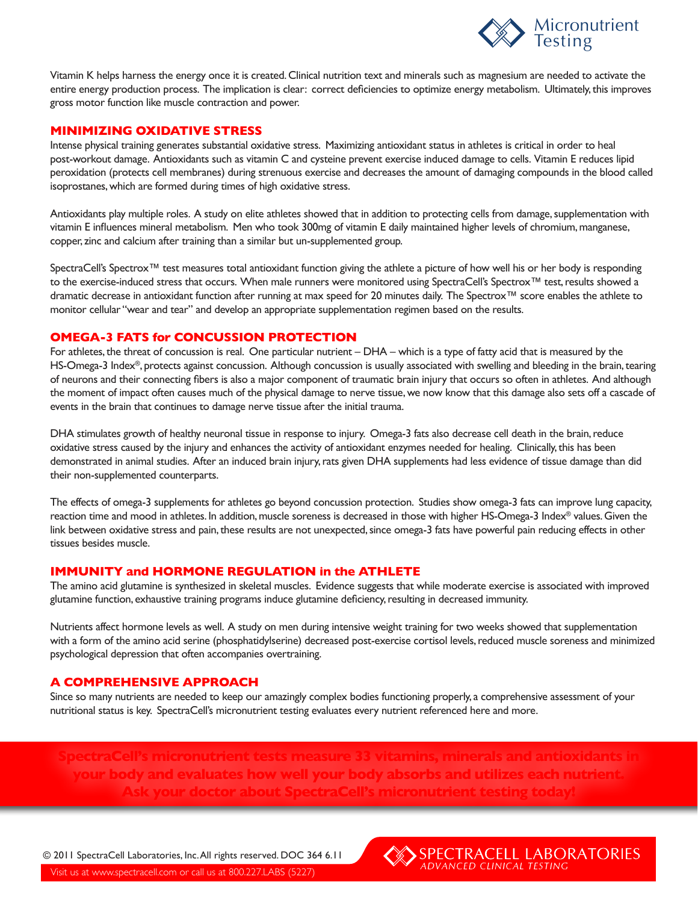Vitamin K helps harness the energy once it is created. Clinical nutrition text and minerals such as magnesium are needed to activate the entire energy production process. The implication is clear: correct deficiencies to optimize energy metabolism. Ultimately, this improves gross motor function like muscle contraction and power.

## MINIMIZING OXIDATIVE STRESS

Intense physical training generates substantial oxidative stress. Maximizing antioxidant status in athletes is critical in order to heal post-workout damage. Antioxidants such as vitamin C and cysteine prevent exercise induced damage to cells. Vitamin E reduces lipid peroxidation (protects cell membranes) during strenuous exercise and decreases the amount of damaging compounds in the blood called isoprostanes, which are formed during times of high oxidative stress.

Antioxidants play multiple roles. A study on elite athletes showed that in addition to protecting cells from damage, supplementation with vitamin E influences mineral metabolism. Men who took 300mg of vitamin E daily maintained higher levels of chromium, manganese, copper, zinc and calcium after training than a similar but un-supplemented group.

SpectraCell's Spectrox™ test measures total antioxidant function giving the athlete a picture of how well his or her body is responding to the exercise-induced stress that occurs. When male runners were monitored using SpectraCell's Spectrox™ test, results showed a dramatic decrease in antioxidant function after running at max speed for 20 minutes daily. The Spectrox™ score enables the athlete to monitor cellular "wear and tear" and develop an appropriate supplementation regimen based on the results.

## OMEGA-3 FATS for CONCUSSION PROTECTION

For athletes, the threat of concussion is real. One particular nutrient – DHA – which is a type of fatty acid that is measured by the HS-Omega-3 Index®, protects against concussion. Although concussion is usually associated with swelling and bleeding in the brain, tearing of neurons and their connecting fibers is also a major component of traumatic brain injury that occurs so often in athletes. And although the moment of impact often causes much of the physical damage to nerve tissue, we now know that this damage also sets off a cascade of events in the brain that continues to damage nerve tissue after the initial trauma.

DHA stimulates growth of healthy neuronal tissue in response to injury. Omega-3 fats also decrease cell death in the brain, reduce oxidative stress caused by the injury and enhances the activity of antioxidant enzymes needed for healing. Clinically, this has been demonstrated in animal studies. After an induced brain injury, rats given DHA supplements had less evidence of tissue damage than did their non-supplemented counterparts.

The effects of omega-3 supplements for athletes go beyond concussion protection. Studies show omega-3 fats can improve lung capacity, reaction time and mood in athletes. In addition, muscle soreness is decreased in those with higher HS-Omega-3 Index® values. Given the link between oxidative stress and pain, these results are not unexpected, since omega-3 fats have powerful pain reducing effects in other tissues besides muscle.

## IMMUNITY and HORMONE REGULATION in the ATHLETE

The amino acid glutamine is synthesized in skeletal muscles. Evidence suggests that while moderate exercise is associated with improved glutamine function, exhaustive training programs induce glutamine deficiency, resulting in decreased immunity.

Nutrients affect hormone levels as well. A study on men during intensive weight training for two weeks showed that supplementation with a form of the amino acid serine (phosphatidylserine) decreased post-exercise cortisol levels, reduced muscle soreness and minimized psychological depression that often accompanies overtraining.

## A COMPREHENSIVE APPROACH

Since so many nutrients are needed to keep our amazingly complex bodies functioning properly, a comprehensive assessment of your nutritional status is key. SpectraCell's micronutrient testing evaluates every nutrient referenced here and more.

**SpectraCell's micronutrient tests measure 33 vitamins, minerals and antioxidants in your body and evaluates how well your body absorbs and utilizes each nutrient. Ask your doctor about SpectraCell's micronutrient testing today!**

© 2011 SpectraCell Laboratories, Inc. All rights reserved. DOC 364 6.11

Visit us at www.spectracell.com or call us at 800.227.LABS (5227)

SPECTRACELL LABORATORIES
ADVANCED CLINICAL TESTING